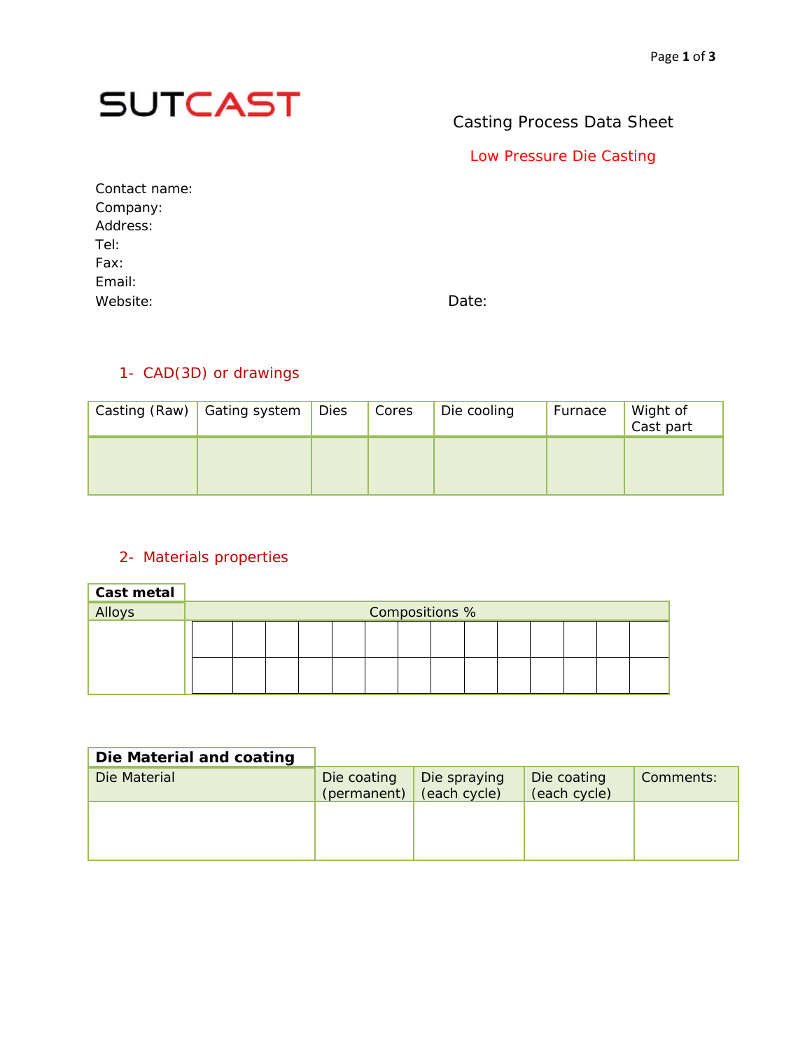SUTCAST

# Casting Process Data Sheet

## Low Pressure Die Casting

Contact name:
Company:
Address:
Tel:
Fax:
Email:
Website:

Date:

## 1- CAD(3D) or drawings

| Casting (Raw) | Gating system | Dies | Cores | Die cooling | Furnace | Wight of Cast part |
|---|---|---|---|---|---|---|
| | | | | | | |

## 2- Materials properties

| **Cast metal** | | | | | | | | | | | | | | |
|---|---|---|---|---|---|---|---|---|---|---|---|---|---|---|
| Alloys | Compositions % | | | | | | | | | | | | | |
| | | | | | | | | | | | | | | |
| | | | | | | | | | | | | | | |

| **Die Material and coating** | | | | |
|---|---|---|---|---|
| Die Material | Die coating (permanent) | Die spraying (each cycle) | Die coating (each cycle) | Comments: |
| | | | | |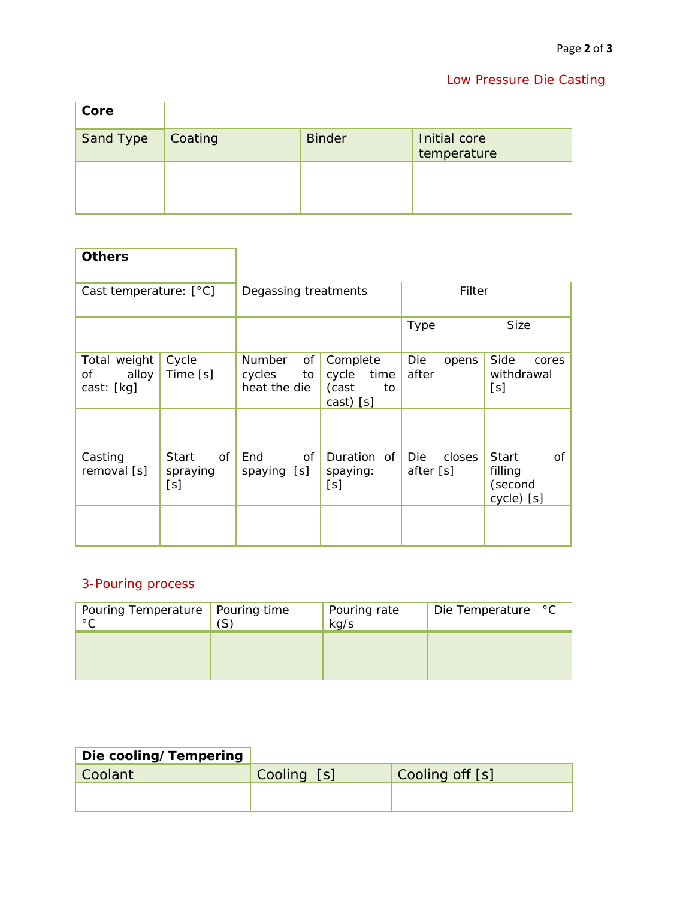Low Pressure Die Casting

| Core | | | |
|---|---|---|---|
| Sand Type | Coating | Binder | Initial core temperature |
| | | | |

| Others | | | | | |
|---|---|---|---|---|---|
| Cast temperature: [°C] | | Degassing treatments | | Filter | |
| | | | | Type | Size |
| Total weight of alloy cast: [kg] | Cycle Time [s] | Number of cycles to heat the die | Complete cycle time (cast to cast) [s] | Die opens after | Side cores withdrawal [s] |
| | | | | | |
| Casting removal [s] | Start of spraying [s] | End of spaying [s] | Duration of spaying: [s] | Die closes after [s] | Start of filling (second cycle) [s] |
| | | | | | |

## 3-Pouring process

| Pouring Temperature °C | Pouring time (S) | Pouring rate kg/s | Die Temperature °C |
|---|---|---|---|
| | | | |

| Die cooling/Tempering | | |
|---|---|---|
| Coolant | Cooling [s] | Cooling off [s] |
| | | |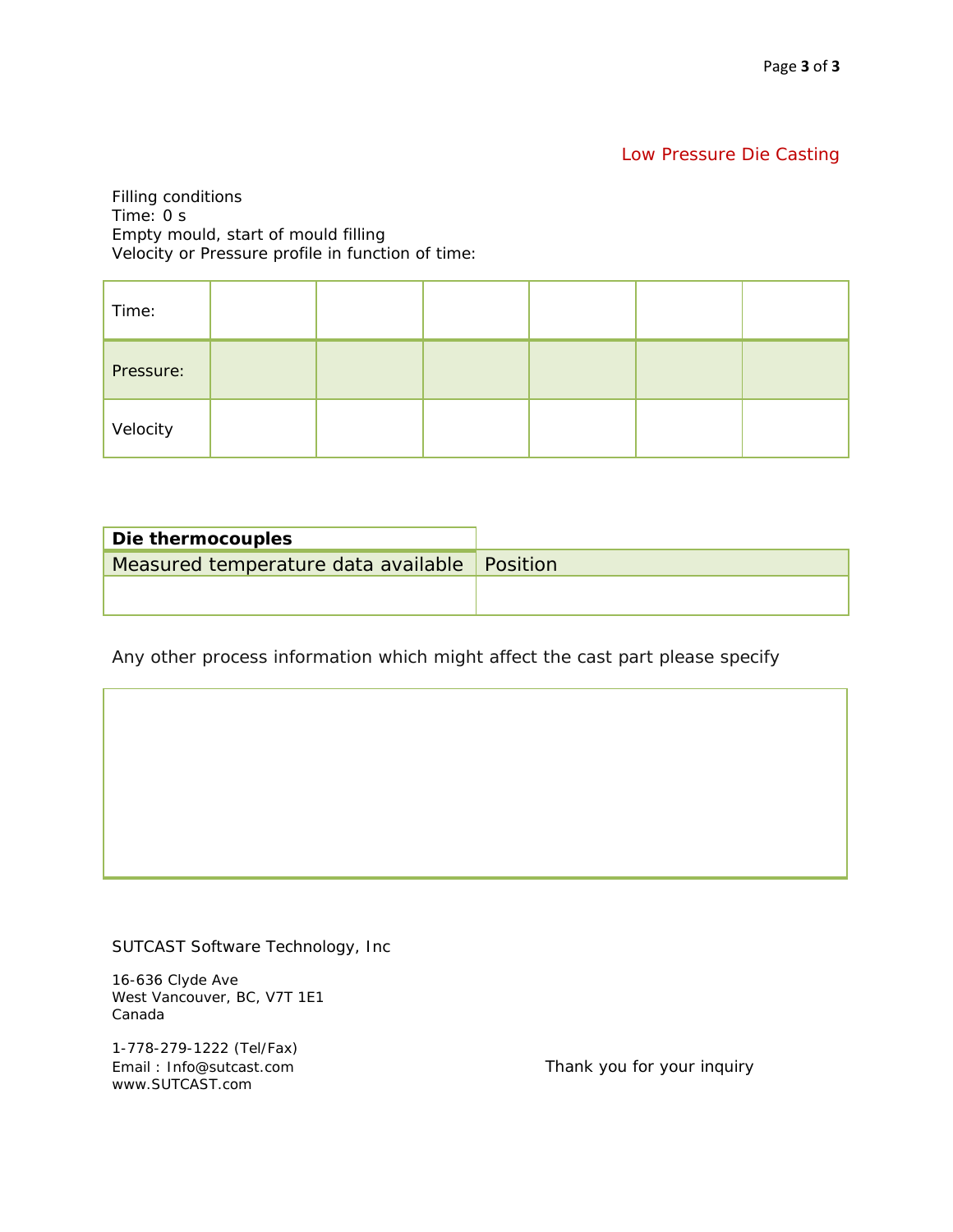Low Pressure Die Casting

Filling conditions
Time: 0 s
Empty mould, start of mould filling
Velocity or Pressure profile in function of time:

| | | | | | | |
|---|---|---|---|---|---|---|
| Time: | | | | | | |
| Pressure: | | | | | | |
| Velocity | | | | | | |

| **Die thermocouples** | |
|---|---|
| Measured temperature data available | Position |
| | |

Any other process information which might affect the cast part please specify

SUTCAST Software Technology, Inc

16-636 Clyde Ave
West Vancouver, BC, V7T 1E1
Canada

1-778-279-1222 (Tel/Fax)
Email : Info@sutcast.com
www.SUTCAST.com

Thank you for your inquiry